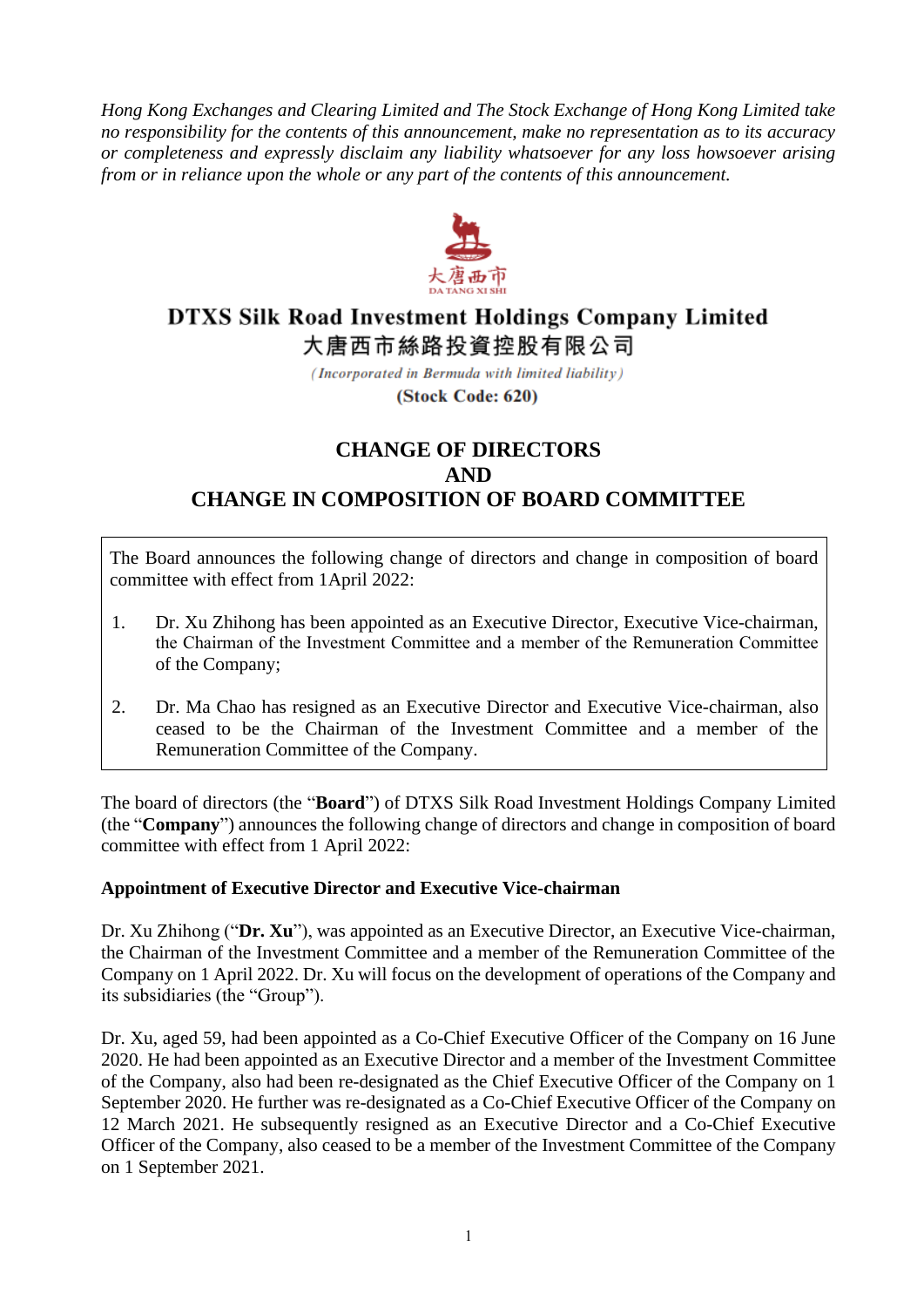*Hong Kong Exchanges and Clearing Limited and The Stock Exchange of Hong Kong Limited take no responsibility for the contents of this announcement, make no representation as to its accuracy or completeness and expressly disclaim any liability whatsoever for any loss howsoever arising from or in reliance upon the whole or any part of the contents of this announcement.*

大唐西市
DA TANG XI SHI

**DTXS Silk Road Investment Holdings Company Limited**
**大唐西市絲路投資控股有限公司**

*(Incorporated in Bermuda with limited liability)*

**(Stock Code: 620)**

# CHANGE OF DIRECTORS AND CHANGE IN COMPOSITION OF BOARD COMMITTEE

The Board announces the following change of directors and change in composition of board committee with effect from 1April 2022:

1. Dr. Xu Zhihong has been appointed as an Executive Director, Executive Vice-chairman, the Chairman of the Investment Committee and a member of the Remuneration Committee of the Company;

2. Dr. Ma Chao has resigned as an Executive Director and Executive Vice-chairman, also ceased to be the Chairman of the Investment Committee and a member of the Remuneration Committee of the Company.

The board of directors (the "**Board**") of DTXS Silk Road Investment Holdings Company Limited (the "**Company**") announces the following change of directors and change in composition of board committee with effect from 1 April 2022:

**Appointment of Executive Director and Executive Vice-chairman**

Dr. Xu Zhihong ("**Dr. Xu**"), was appointed as an Executive Director, an Executive Vice-chairman, the Chairman of the Investment Committee and a member of the Remuneration Committee of the Company on 1 April 2022. Dr. Xu will focus on the development of operations of the Company and its subsidiaries (the "Group").

Dr. Xu, aged 59, had been appointed as a Co-Chief Executive Officer of the Company on 16 June 2020. He had been appointed as an Executive Director and a member of the Investment Committee of the Company, also had been re-designated as the Chief Executive Officer of the Company on 1 September 2020. He further was re-designated as a Co-Chief Executive Officer of the Company on 12 March 2021. He subsequently resigned as an Executive Director and a Co-Chief Executive Officer of the Company, also ceased to be a member of the Investment Committee of the Company on 1 September 2021.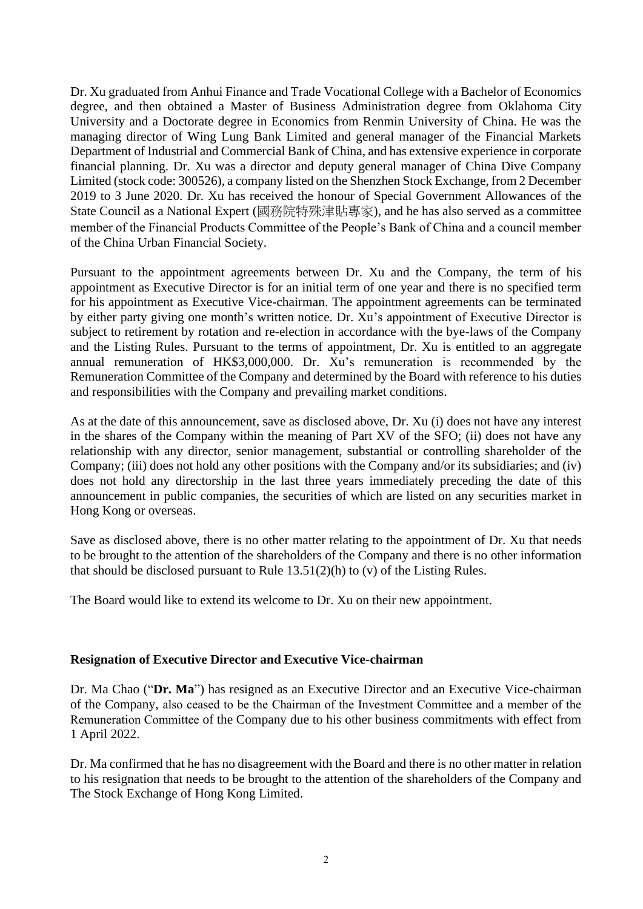Dr. Xu graduated from Anhui Finance and Trade Vocational College with a Bachelor of Economics degree, and then obtained a Master of Business Administration degree from Oklahoma City University and a Doctorate degree in Economics from Renmin University of China. He was the managing director of Wing Lung Bank Limited and general manager of the Financial Markets Department of Industrial and Commercial Bank of China, and has extensive experience in corporate financial planning. Dr. Xu was a director and deputy general manager of China Dive Company Limited (stock code: 300526), a company listed on the Shenzhen Stock Exchange, from 2 December 2019 to 3 June 2020. Dr. Xu has received the honour of Special Government Allowances of the State Council as a National Expert (國務院特殊津貼專家), and he has also served as a committee member of the Financial Products Committee of the People's Bank of China and a council member of the China Urban Financial Society.

Pursuant to the appointment agreements between Dr. Xu and the Company, the term of his appointment as Executive Director is for an initial term of one year and there is no specified term for his appointment as Executive Vice-chairman. The appointment agreements can be terminated by either party giving one month's written notice. Dr. Xu's appointment of Executive Director is subject to retirement by rotation and re-election in accordance with the bye-laws of the Company and the Listing Rules. Pursuant to the terms of appointment, Dr. Xu is entitled to an aggregate annual remuneration of HK$3,000,000. Dr. Xu's remuneration is recommended by the Remuneration Committee of the Company and determined by the Board with reference to his duties and responsibilities with the Company and prevailing market conditions.

As at the date of this announcement, save as disclosed above, Dr. Xu (i) does not have any interest in the shares of the Company within the meaning of Part XV of the SFO; (ii) does not have any relationship with any director, senior management, substantial or controlling shareholder of the Company; (iii) does not hold any other positions with the Company and/or its subsidiaries; and (iv) does not hold any directorship in the last three years immediately preceding the date of this announcement in public companies, the securities of which are listed on any securities market in Hong Kong or overseas.

Save as disclosed above, there is no other matter relating to the appointment of Dr. Xu that needs to be brought to the attention of the shareholders of the Company and there is no other information that should be disclosed pursuant to Rule 13.51(2)(h) to (v) of the Listing Rules.

The Board would like to extend its welcome to Dr. Xu on their new appointment.

**Resignation of Executive Director and Executive Vice-chairman**

Dr. Ma Chao ("**Dr. Ma**") has resigned as an Executive Director and an Executive Vice-chairman of the Company, also ceased to be the Chairman of the Investment Committee and a member of the Remuneration Committee of the Company due to his other business commitments with effect from 1 April 2022.

Dr. Ma confirmed that he has no disagreement with the Board and there is no other matter in relation to his resignation that needs to be brought to the attention of the shareholders of the Company and The Stock Exchange of Hong Kong Limited.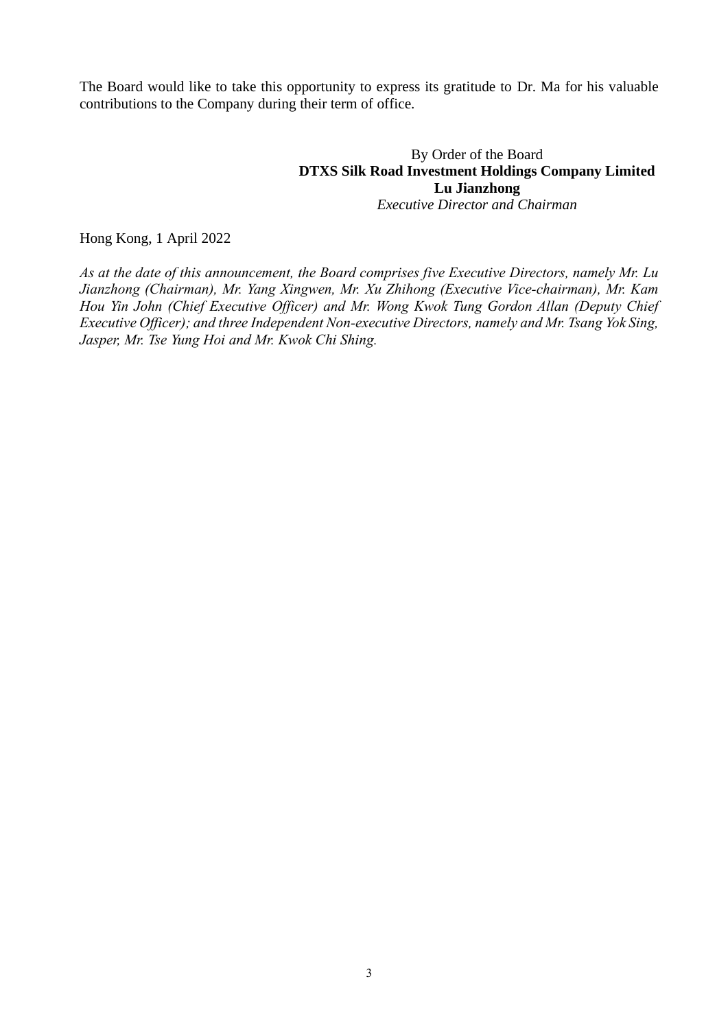The Board would like to take this opportunity to express its gratitude to Dr. Ma for his valuable contributions to the Company during their term of office.

By Order of the Board
**DTXS Silk Road Investment Holdings Company Limited**
**Lu Jianzhong**
*Executive Director and Chairman*

Hong Kong, 1 April 2022

*As at the date of this announcement, the Board comprises five Executive Directors, namely Mr. Lu Jianzhong (Chairman), Mr. Yang Xingwen, Mr. Xu Zhihong (Executive Vice-chairman), Mr. Kam Hou Yin John (Chief Executive Officer) and Mr. Wong Kwok Tung Gordon Allan (Deputy Chief Executive Officer); and three Independent Non-executive Directors, namely and Mr. Tsang Yok Sing, Jasper, Mr. Tse Yung Hoi and Mr. Kwok Chi Shing.*